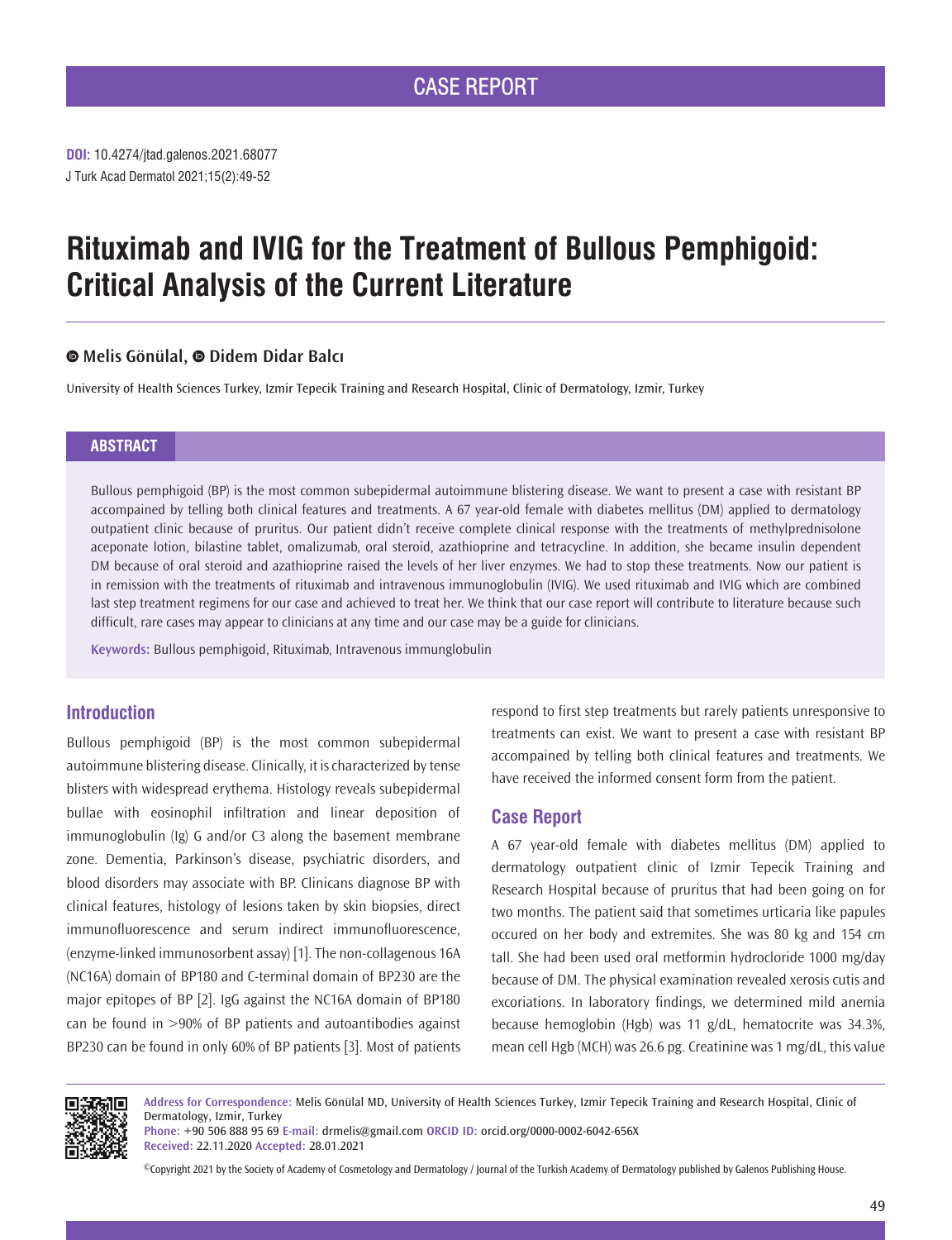CASE REPORT

**DOI:** 10.4274/jtad.galenos.2021.68077
J Turk Acad Dermatol 2021;15(2):49-52

# Rituximab and IVIG for the Treatment of Bullous Pemphigoid: Critical Analysis of the Current Literature

**Melis Gönülal, Didem Didar Balcı**

University of Health Sciences Turkey, Izmir Tepecik Training and Research Hospital, Clinic of Dermatology, Izmir, Turkey

## ABSTRACT

Bullous pemphigoid (BP) is the most common subepidermal autoimmune blistering disease. We want to present a case with resistant BP accompained by telling both clinical features and treatments. A 67 year-old female with diabetes mellitus (DM) applied to dermatology outpatient clinic because of pruritus. Our patient didn't receive complete clinical response with the treatments of methylprednisolone aceponate lotion, bilastine tablet, omalizumab, oral steroid, azathioprine and tetracycline. In addition, she became insulin dependent DM because of oral steroid and azathioprine raised the levels of her liver enzymes. We had to stop these treatments. Now our patient is in remission with the treatments of rituximab and intravenous immunoglobulin (IVIG). We used rituximab and IVIG which are combined last step treatment regimens for our case and achieved to treat her. We think that our case report will contribute to literature because such difficult, rare cases may appear to clinicians at any time and our case may be a guide for clinicians.

**Keywords:** Bullous pemphigoid, Rituximab, Intravenous immunglobulin

## Introduction

Bullous pemphigoid (BP) is the most common subepidermal autoimmune blistering disease. Clinically, it is characterized by tense blisters with widespread erythema. Histology reveals subepidermal bullae with eosinophil infiltration and linear deposition of immunoglobulin (Ig) G and/or C3 along the basement membrane zone. Dementia, Parkinson's disease, psychiatric disorders, and blood disorders may associate with BP. Clinicans diagnose BP with clinical features, histology of lesions taken by skin biopsies, direct immunofluorescence and serum indirect immunofluorescence, (enzyme-linked immunosorbent assay) [1]. The non-collagenous 16A (NC16A) domain of BP180 and C-terminal domain of BP230 are the major epitopes of BP [2]. IgG against the NC16A domain of BP180 can be found in >90% of BP patients and autoantibodies against BP230 can be found in only 60% of BP patients [3]. Most of patients respond to first step treatments but rarely patients unresponsive to treatments can exist. We want to present a case with resistant BP accompained by telling both clinical features and treatments. We have received the informed consent form from the patient.

## Case Report

A 67 year-old female with diabetes mellitus (DM) applied to dermatology outpatient clinic of Izmir Tepecik Training and Research Hospital because of pruritus that had been going on for two months. The patient said that sometimes urticaria like papules occured on her body and extremites. She was 80 kg and 154 cm tall. She had been used oral metformin hydrocloride 1000 mg/day because of DM. The physical examination revealed xerosis cutis and excoriations. In laboratory findings, we determined mild anemia because hemoglobin (Hgb) was 11 g/dL, hematocrite was 34.3%, mean cell Hgb (MCH) was 26.6 pg. Creatinine was 1 mg/dL, this value

**Address for Correspondence:** Melis Gönülal MD, University of Health Sciences Turkey, Izmir Tepecik Training and Research Hospital, Clinic of Dermatology, Izmir, Turkey
**Phone:** +90 506 888 95 69 **E-mail:** drmelis@gmail.com **ORCID ID:** orcid.org/0000-0002-6042-656X
**Received:** 22.11.2020 **Accepted:** 28.01.2021

©Copyright 2021 by the Society of Academy of Cosmetology and Dermatology / Journal of the Turkish Academy of Dermatology published by Galenos Publishing House.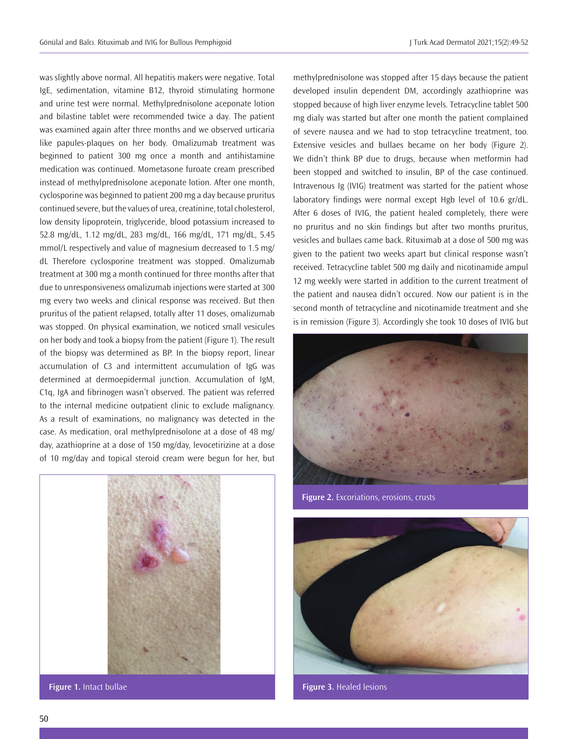was slightly above normal. All hepatitis makers were negative. Total IgE, sedimentation, vitamine B12, thyroid stimulating hormone and urine test were normal. Methylprednisolone aceponate lotion and bilastine tablet were recommended twice a day. The patient was examined again after three months and we observed urticaria like papules-plaques on her body. Omalizumab treatment was beginned to patient 300 mg once a month and antihistamine medication was continued. Mometasone furoate cream prescribed instead of methylprednisolone aceponate lotion. After one month, cyclosporine was beginned to patient 200 mg a day because pruritus continued severe, but the values of urea, creatinine, total cholesterol, low density lipoprotein, triglyceride, blood potassium increased to 52.8 mg/dL, 1.12 mg/dL, 283 mg/dL, 166 mg/dL, 171 mg/dL, 5.45 mmol/L respectively and value of magnesium decreased to 1.5 mg/dL Therefore cyclosporine treatment was stopped. Omalizumab treatment at 300 mg a month continued for three months after that due to unresponsiveness omalizumab injections were started at 300 mg every two weeks and clinical response was received. But then pruritus of the patient relapsed, totally after 11 doses, omalizumab was stopped. On physical examination, we noticed small vesicules on her body and took a biopsy from the patient (Figure 1). The result of the biopsy was determined as BP. In the biopsy report, linear accumulation of C3 and intermittent accumulation of IgG was determined at dermoepidermal junction. Accumulation of IgM, C1q, IgA and fibrinogen wasn't observed. The patient was referred to the internal medicine outpatient clinic to exclude malignancy. As a result of examinations, no malignancy was detected in the case. As medication, oral methylprednisolone at a dose of 48 mg/day, azathioprine at a dose of 150 mg/day, levocetirizine at a dose of 10 mg/day and topical steroid cream were begun for her, but methylprednisolone was stopped after 15 days because the patient developed insulin dependent DM, accordingly azathioprine was stopped because of high liver enzyme levels. Tetracycline tablet 500 mg dialy was started but after one month the patient complained of severe nausea and we had to stop tetracycline treatment, too. Extensive vesicles and bullaes became on her body (Figure 2). We didn't think BP due to drugs, because when metformin had been stopped and switched to insulin, BP of the case continued. Intravenous Ig (IVIG) treatment was started for the patient whose laboratory findings were normal except Hgb level of 10.6 gr/dL. After 6 doses of IVIG, the patient healed completely, there were no pruritus and no skin findings but after two months pruritus, vesicles and bullaes came back. Rituximab at a dose of 500 mg was given to the patient two weeks apart but clinical response wasn't received. Tetracycline tablet 500 mg daily and nicotinamide ampul 12 mg weekly were started in addition to the current treatment of the patient and nausea didn't occured. Now our patient is in the second month of tetracycline and nicotinamide treatment and she is in remission (Figure 3). Accordingly she took 10 doses of IVIG but

**Figure 1.** Intact bullae

**Figure 2.** Excoriations, erosions, crusts

**Figure 3.** Healed lesions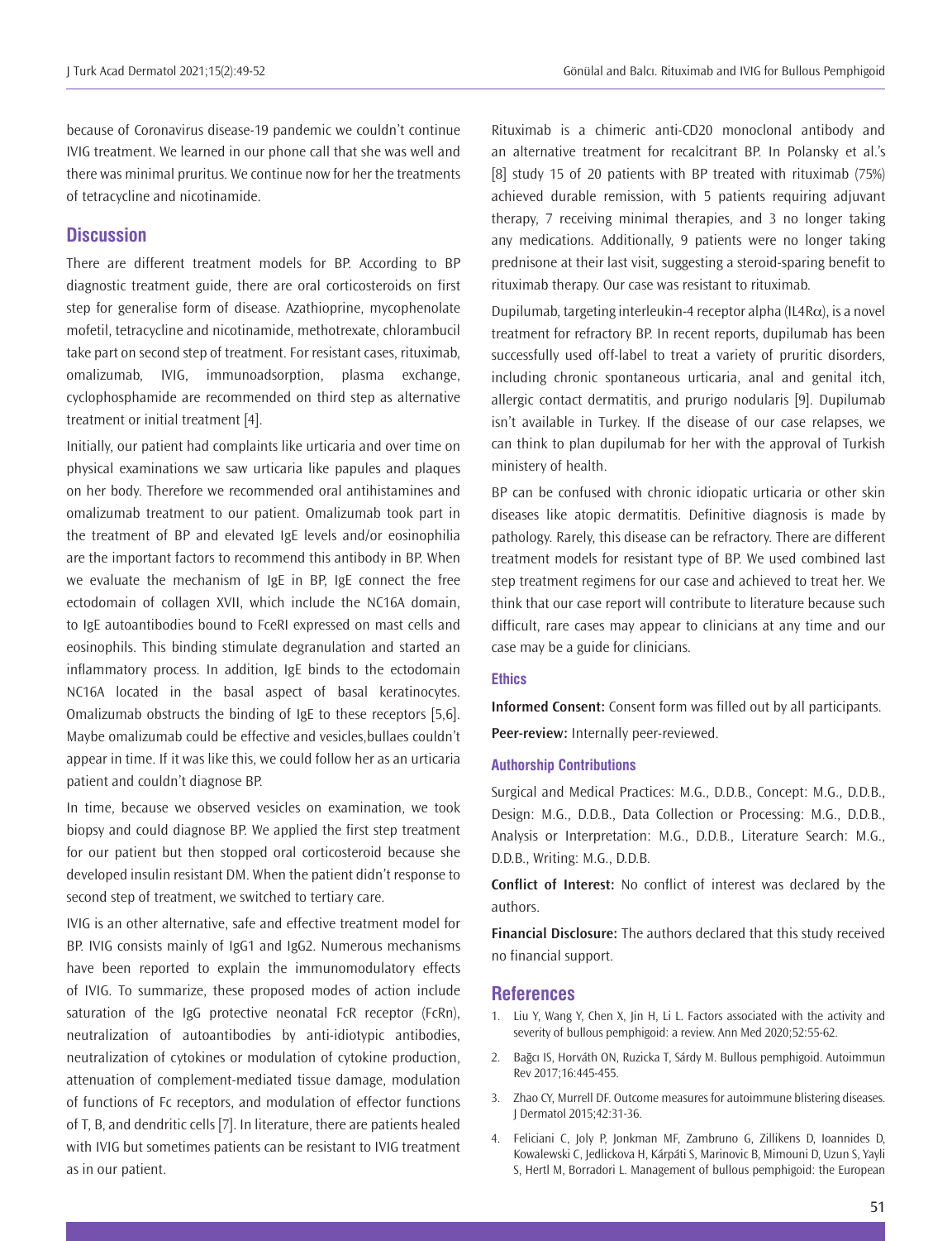because of Coronavirus disease-19 pandemic we couldn't continue IVIG treatment. We learned in our phone call that she was well and there was minimal pruritus. We continue now for her the treatments of tetracycline and nicotinamide.

## Discussion

There are different treatment models for BP. According to BP diagnostic treatment guide, there are oral corticosteroids on first step for generalise form of disease. Azathioprine, mycophenolate mofetil, tetracycline and nicotinamide, methotrexate, chlorambucil take part on second step of treatment. For resistant cases, rituximab, omalizumab, IVIG, immunoadsorption, plasma exchange, cyclophosphamide are recommended on third step as alternative treatment or initial treatment [4].

Initially, our patient had complaints like urticaria and over time on physical examinations we saw urticaria like papules and plaques on her body. Therefore we recommended oral antihistamines and omalizumab treatment to our patient. Omalizumab took part in the treatment of BP and elevated IgE levels and/or eosinophilia are the important factors to recommend this antibody in BP. When we evaluate the mechanism of IgE in BP, IgE connect the free ectodomain of collagen XVII, which include the NC16A domain, to IgE autoantibodies bound to FceRI expressed on mast cells and eosinophils. This binding stimulate degranulation and started an inflammatory process. In addition, IgE binds to the ectodomain NC16A located in the basal aspect of basal keratinocytes. Omalizumab obstructs the binding of IgE to these receptors [5,6]. Maybe omalizumab could be effective and vesicles,bullaes couldn't appear in time. If it was like this, we could follow her as an urticaria patient and couldn't diagnose BP.

In time, because we observed vesicles on examination, we took biopsy and could diagnose BP. We applied the first step treatment for our patient but then stopped oral corticosteroid because she developed insulin resistant DM. When the patient didn't response to second step of treatment, we switched to tertiary care.

IVIG is an other alternative, safe and effective treatment model for BP. IVIG consists mainly of IgG1 and IgG2. Numerous mechanisms have been reported to explain the immunomodulatory effects of IVIG. To summarize, these proposed modes of action include saturation of the IgG protective neonatal FcR receptor (FcRn), neutralization of autoantibodies by anti-idiotypic antibodies, neutralization of cytokines or modulation of cytokine production, attenuation of complement-mediated tissue damage, modulation of functions of Fc receptors, and modulation of effector functions of T, B, and dendritic cells [7]. In literature, there are patients healed with IVIG but sometimes patients can be resistant to IVIG treatment as in our patient.

Rituximab is a chimeric anti-CD20 monoclonal antibody and an alternative treatment for recalcitrant BP. In Polansky et al.'s [8] study 15 of 20 patients with BP treated with rituximab (75%) achieved durable remission, with 5 patients requiring adjuvant therapy, 7 receiving minimal therapies, and 3 no longer taking any medications. Additionally, 9 patients were no longer taking prednisone at their last visit, suggesting a steroid-sparing benefit to rituximab therapy. Our case was resistant to rituximab.

Dupilumab, targeting interleukin-4 receptor alpha (IL4R$\alpha$), is a novel treatment for refractory BP. In recent reports, dupilumab has been successfully used off-label to treat a variety of pruritic disorders, including chronic spontaneous urticaria, anal and genital itch, allergic contact dermatitis, and prurigo nodularis [9]. Dupilumab isn't available in Turkey. If the disease of our case relapses, we can think to plan dupilumab for her with the approval of Turkish ministery of health.

BP can be confused with chronic idiopatic urticaria or other skin diseases like atopic dermatitis. Definitive diagnosis is made by pathology. Rarely, this disease can be refractory. There are different treatment models for resistant type of BP. We used combined last step treatment regimens for our case and achieved to treat her. We think that our case report will contribute to literature because such difficult, rare cases may appear to clinicians at any time and our case may be a guide for clinicians.

### Ethics

**Informed Consent:** Consent form was filled out by all participants.

**Peer-review:** Internally peer-reviewed.

### Authorship Contributions

Surgical and Medical Practices: M.G., D.D.B., Concept: M.G., D.D.B., Design: M.G., D.D.B., Data Collection or Processing: M.G., D.D.B., Analysis or Interpretation: M.G., D.D.B., Literature Search: M.G., D.D.B., Writing: M.G., D.D.B.

**Conflict of Interest:** No conflict of interest was declared by the authors.

**Financial Disclosure:** The authors declared that this study received no financial support.

## References

1. Liu Y, Wang Y, Chen X, Jin H, Li L. Factors associated with the activity and severity of bullous pemphigoid: a review. Ann Med 2020;52:55-62.
2. Bağcı IS, Horváth ON, Ruzicka T, Sárdy M. Bullous pemphigoid. Autoimmun Rev 2017;16:445-455.
3. Zhao CY, Murrell DF. Outcome measures for autoimmune blistering diseases. J Dermatol 2015;42:31-36.
4. Feliciani C, Joly P, Jonkman MF, Zambruno G, Zillikens D, Ioannides D, Kowalewski C, Jedlickova H, Kárpáti S, Marinovic B, Mimouni D, Uzun S, Yayli S, Hertl M, Borradori L. Management of bullous pemphigoid: the European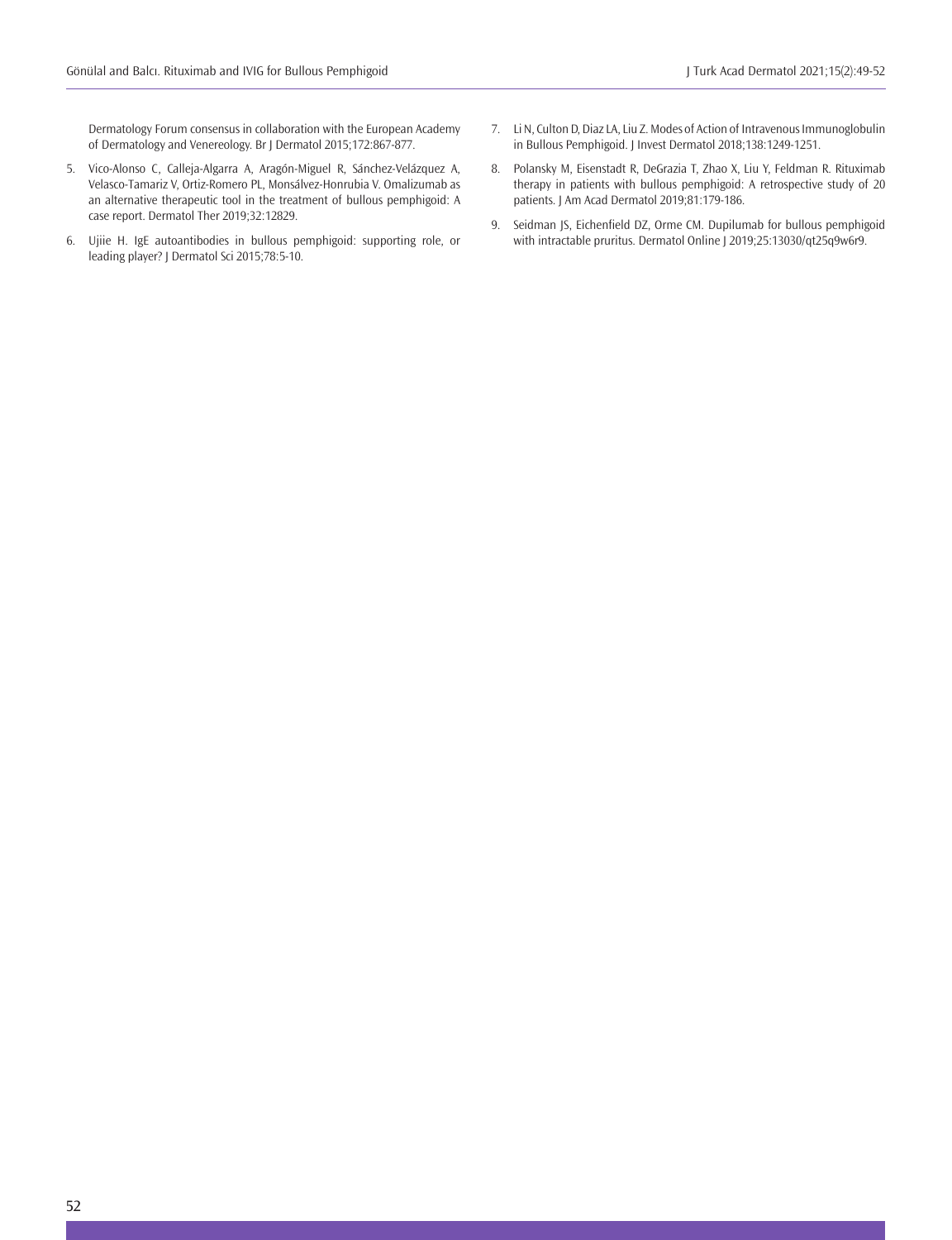Dermatology Forum consensus in collaboration with the European Academy of Dermatology and Venereology. Br J Dermatol 2015;172:867-877.

5. Vico-Alonso C, Calleja-Algarra A, Aragón-Miguel R, Sánchez-Velázquez A, Velasco-Tamariz V, Ortiz-Romero PL, Monsálvez-Honrubia V. Omalizumab as an alternative therapeutic tool in the treatment of bullous pemphigoid: A case report. Dermatol Ther 2019;32:12829.
6. Ujiie H. IgE autoantibodies in bullous pemphigoid: supporting role, or leading player? J Dermatol Sci 2015;78:5-10.
7. Li N, Culton D, Diaz LA, Liu Z. Modes of Action of Intravenous Immunoglobulin in Bullous Pemphigoid. J Invest Dermatol 2018;138:1249-1251.
8. Polansky M, Eisenstadt R, DeGrazia T, Zhao X, Liu Y, Feldman R. Rituximab therapy in patients with bullous pemphigoid: A retrospective study of 20 patients. J Am Acad Dermatol 2019;81:179-186.
9. Seidman JS, Eichenfield DZ, Orme CM. Dupilumab for bullous pemphigoid with intractable pruritus. Dermatol Online J 2019;25:13030/qt25q9w6r9.